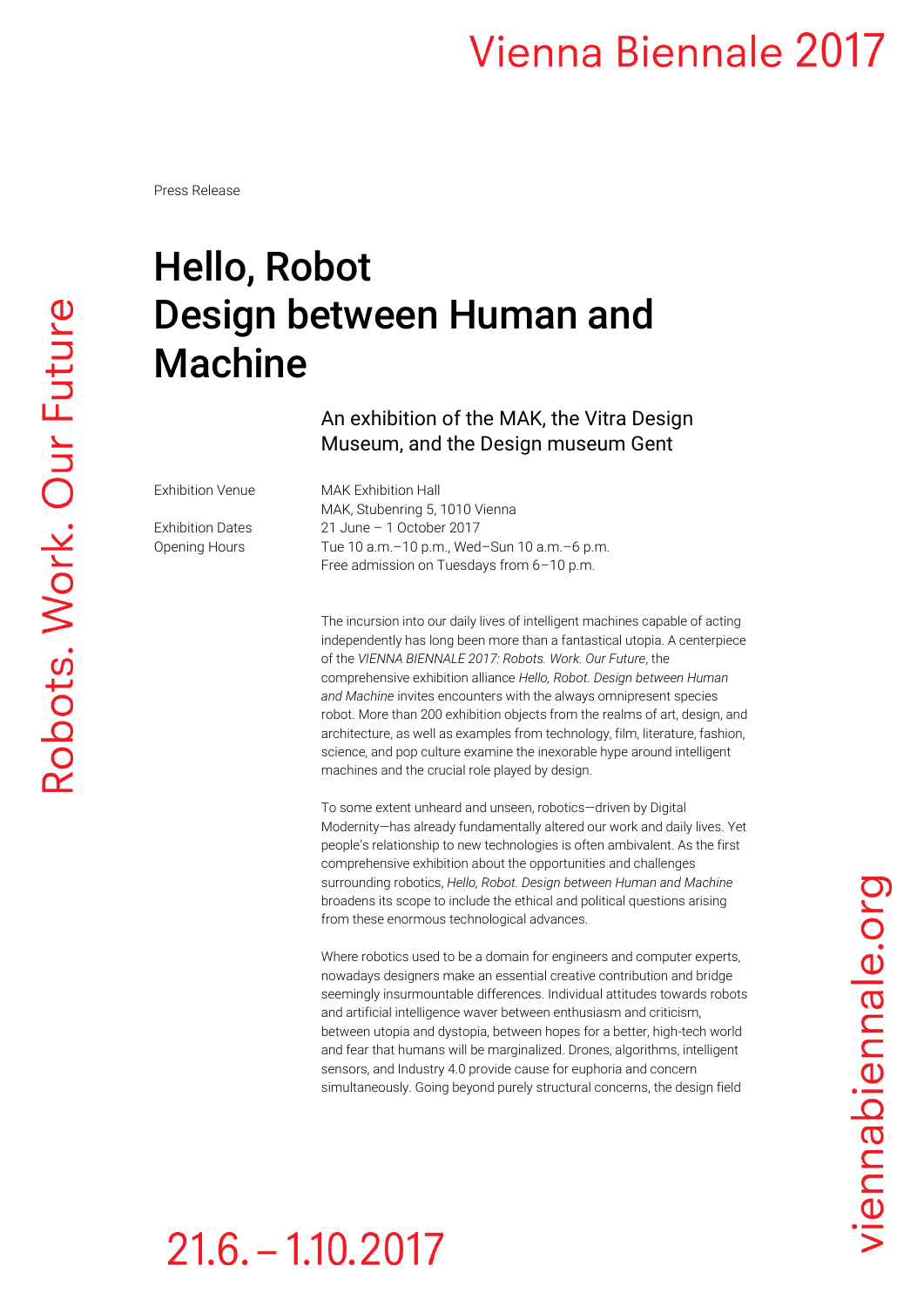Press Release

# Hello, Robot
# Design between Human and Machine

## An exhibition of the MAK, the Vitra Design Museum, and the Design museum Gent

| | |
|---|---|
| Exhibition Venue | MAK Exhibition Hall<br>MAK, Stubenring 5, 1010 Vienna |
| Exhibition Dates | 21 June – 1 October 2017 |
| Opening Hours | Tue 10 a.m.–10 p.m., Wed–Sun 10 a.m.–6 p.m.<br>Free admission on Tuesdays from 6–10 p.m. |

The incursion into our daily lives of intelligent machines capable of acting independently has long been more than a fantastical utopia. A centerpiece of the *VIENNA BIENNALE 2017: Robots. Work. Our Future*, the comprehensive exhibition alliance *Hello, Robot. Design between Human and Machine* invites encounters with the always omnipresent species robot. More than 200 exhibition objects from the realms of art, design, and architecture, as well as examples from technology, film, literature, fashion, science, and pop culture examine the inexorable hype around intelligent machines and the crucial role played by design.

To some extent unheard and unseen, robotics—driven by Digital Modernity—has already fundamentally altered our work and daily lives. Yet people's relationship to new technologies is often ambivalent. As the first comprehensive exhibition about the opportunities and challenges surrounding robotics, *Hello, Robot. Design between Human and Machine* broadens its scope to include the ethical and political questions arising from these enormous technological advances.

Where robotics used to be a domain for engineers and computer experts, nowadays designers make an essential creative contribution and bridge seemingly insurmountable differences. Individual attitudes towards robots and artificial intelligence waver between enthusiasm and criticism, between utopia and dystopia, between hopes for a better, high-tech world and fear that humans will be marginalized. Drones, algorithms, intelligent sensors, and Industry 4.0 provide cause for euphoria and concern simultaneously. Going beyond purely structural concerns, the design field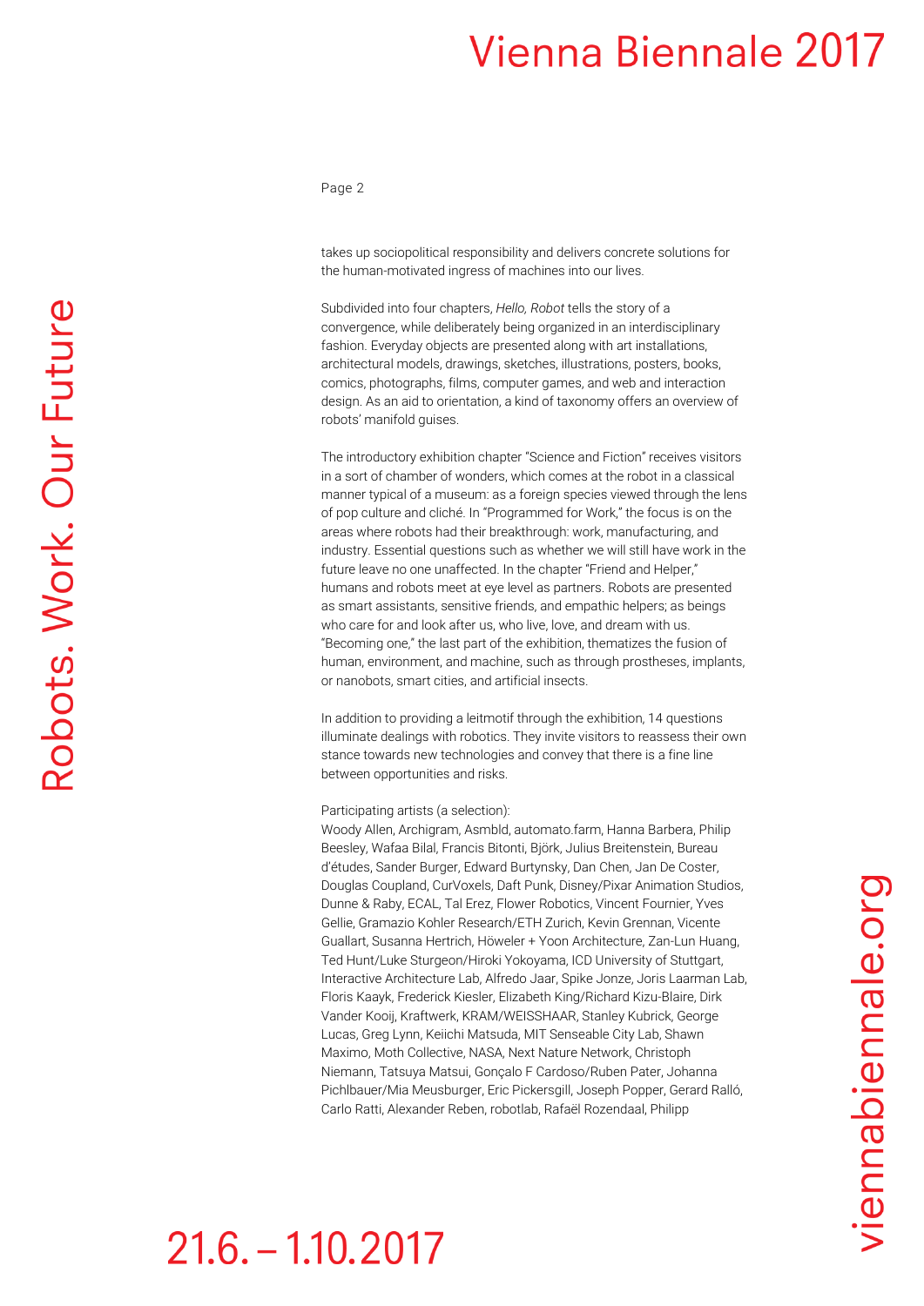takes up sociopolitical responsibility and delivers concrete solutions for the human-motivated ingress of machines into our lives.

Subdivided into four chapters, *Hello, Robot* tells the story of a convergence, while deliberately being organized in an interdisciplinary fashion. Everyday objects are presented along with art installations, architectural models, drawings, sketches, illustrations, posters, books, comics, photographs, films, computer games, and web and interaction design. As an aid to orientation, a kind of taxonomy offers an overview of robots' manifold guises.

The introductory exhibition chapter "Science and Fiction" receives visitors in a sort of chamber of wonders, which comes at the robot in a classical manner typical of a museum: as a foreign species viewed through the lens of pop culture and cliché. In "Programmed for Work," the focus is on the areas where robots had their breakthrough: work, manufacturing, and industry. Essential questions such as whether we will still have work in the future leave no one unaffected. In the chapter "Friend and Helper," humans and robots meet at eye level as partners. Robots are presented as smart assistants, sensitive friends, and empathic helpers; as beings who care for and look after us, who live, love, and dream with us. "Becoming one," the last part of the exhibition, thematizes the fusion of human, environment, and machine, such as through prostheses, implants, or nanobots, smart cities, and artificial insects.

In addition to providing a leitmotif through the exhibition, 14 questions illuminate dealings with robotics. They invite visitors to reassess their own stance towards new technologies and convey that there is a fine line between opportunities and risks.

Participating artists (a selection):
Woody Allen, Archigram, Asmbld, automato.farm, Hanna Barbera, Philip Beesley, Wafaa Bilal, Francis Bitonti, Björk, Julius Breitenstein, Bureau d'études, Sander Burger, Edward Burtynsky, Dan Chen, Jan De Coster, Douglas Coupland, CurVoxels, Daft Punk, Disney/Pixar Animation Studios, Dunne & Raby, ECAL, Tal Erez, Flower Robotics, Vincent Fournier, Yves Gellie, Gramazio Kohler Research/ETH Zurich, Kevin Grennan, Vicente Guallart, Susanna Hertrich, Höweler + Yoon Architecture, Zan-Lun Huang, Ted Hunt/Luke Sturgeon/Hiroki Yokoyama, ICD University of Stuttgart, Interactive Architecture Lab, Alfredo Jaar, Spike Jonze, Joris Laarman Lab, Floris Kaayk, Frederick Kiesler, Elizabeth King/Richard Kizu-Blaire, Dirk Vander Kooij, Kraftwerk, KRAM/WEISSHAAR, Stanley Kubrick, George Lucas, Greg Lynn, Keiichi Matsuda, MIT Senseable City Lab, Shawn Maximo, Moth Collective, NASA, Next Nature Network, Christoph Niemann, Tatsuya Matsui, Gonçalo F Cardoso/Ruben Pater, Johanna Pichlbauer/Mia Meusburger, Eric Pickersgill, Joseph Popper, Gerard Ralló, Carlo Ratti, Alexander Reben, robotlab, Rafaël Rozendaal, Philipp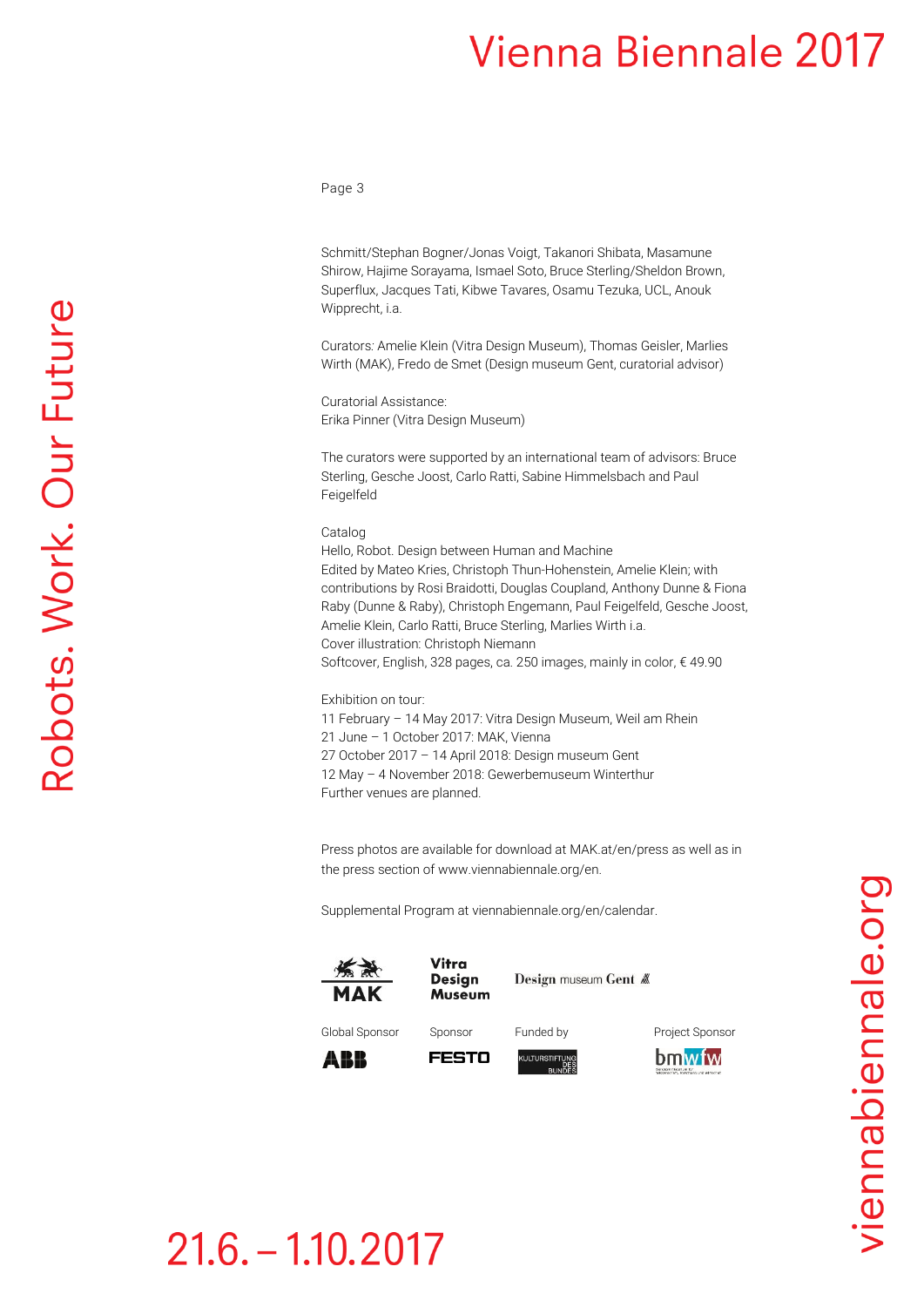Schmitt/Stephan Bogner/Jonas Voigt, Takanori Shibata, Masamune Shirow, Hajime Sorayama, Ismael Soto, Bruce Sterling/Sheldon Brown, Superflux, Jacques Tati, Kibwe Tavares, Osamu Tezuka, UCL, Anouk Wipprecht, i.a.

Curators: Amelie Klein (Vitra Design Museum), Thomas Geisler, Marlies Wirth (MAK), Fredo de Smet (Design museum Gent, curatorial advisor)

Curatorial Assistance:
Erika Pinner (Vitra Design Museum)

The curators were supported by an international team of advisors: Bruce Sterling, Gesche Joost, Carlo Ratti, Sabine Himmelsbach and Paul Feigelfeld

Catalog
Hello, Robot. Design between Human and Machine
Edited by Mateo Kries, Christoph Thun-Hohenstein, Amelie Klein; with contributions by Rosi Braidotti, Douglas Coupland, Anthony Dunne & Fiona Raby (Dunne & Raby), Christoph Engemann, Paul Feigelfeld, Gesche Joost, Amelie Klein, Carlo Ratti, Bruce Sterling, Marlies Wirth i.a.
Cover illustration: Christoph Niemann
Softcover, English, 328 pages, ca. 250 images, mainly in color, € 49.90

Exhibition on tour:
11 February – 14 May 2017: Vitra Design Museum, Weil am Rhein
21 June – 1 October 2017: MAK, Vienna
27 October 2017 – 14 April 2018: Design museum Gent
12 May – 4 November 2018: Gewerbemuseum Winterthur
Further venues are planned.

Press photos are available for download at MAK.at/en/press as well as in the press section of www.viennabiennale.org/en.

Supplemental Program at viennabiennale.org/en/calendar.

MAK | Vitra Design Museum | Design museum Gent

Global Sponsor: ABB | Sponsor: FESTO | Funded by: Kulturstiftung des Bundes | Project Sponsor: bmwfw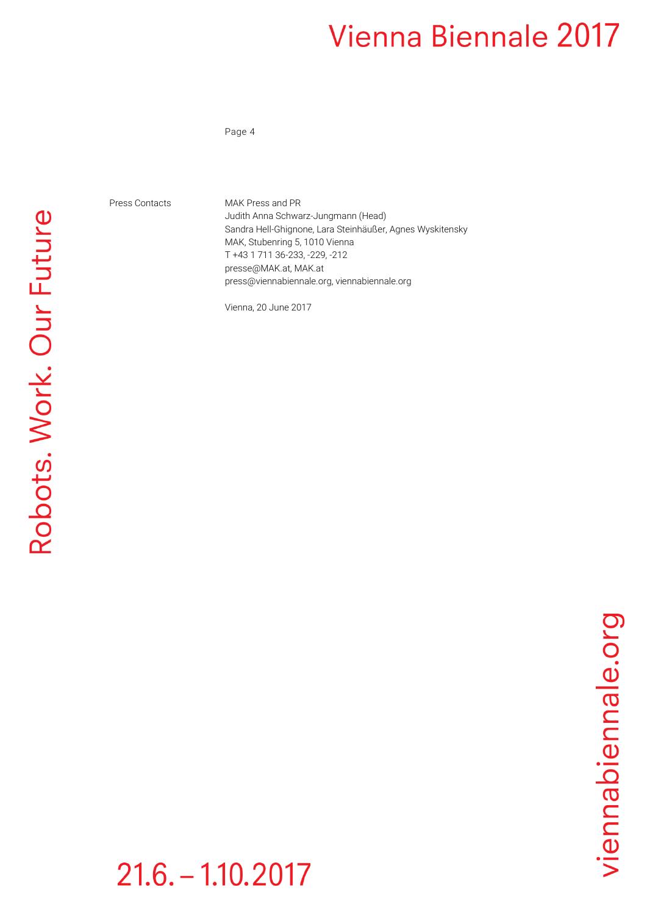Press Contacts

MAK Press and PR
Judith Anna Schwarz-Jungmann (Head)
Sandra Hell-Ghignone, Lara Steinhäußer, Agnes Wyskitensky
MAK, Stubenring 5, 1010 Vienna
T +43 1 711 36-233, -229, -212
presse@MAK.at, MAK.at
press@viennabiennale.org, viennabiennale.org

Vienna, 20 June 2017